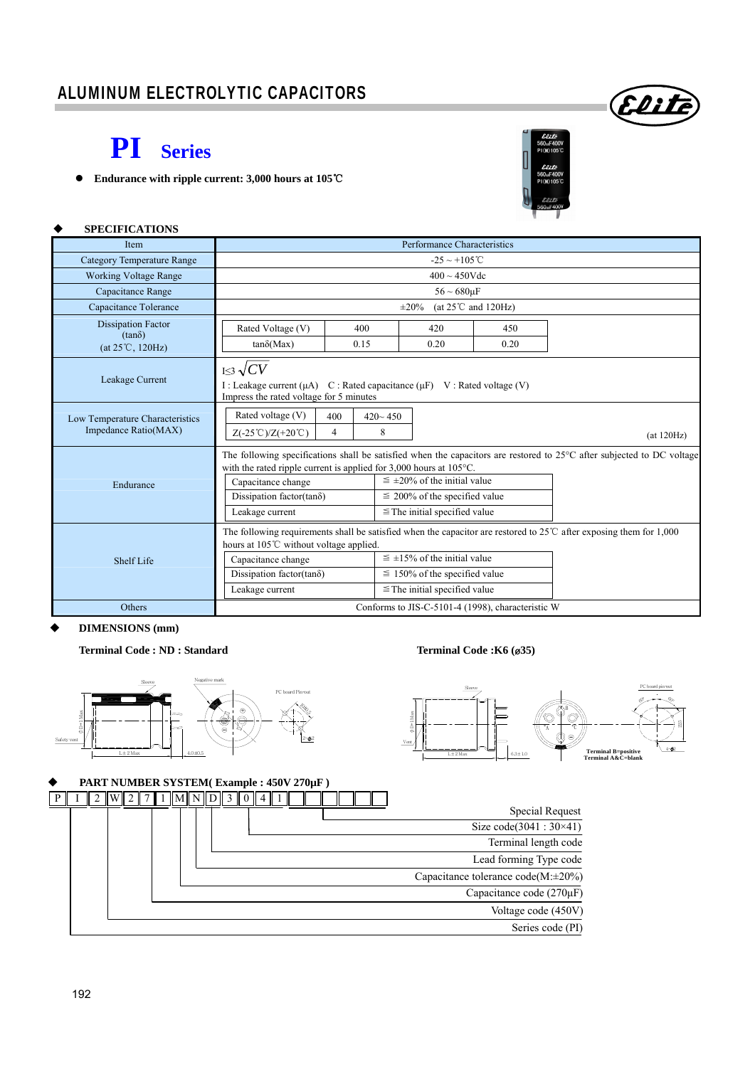# ALUMINUM ELECTROLYTIC CAPACITORS

## PI Series

- **Endurance with ripple current: 3,000 hours at 105℃**

### ◆ SPECIFICATIONS

| Item | Performance Characteristics |
|---|---|
| Category Temperature Range | -25 ~ +105℃ |
| Working Voltage Range | 400 ~ 450Vdc |
| Capacitance Range | 56 ~ 680µF |
| Capacitance Tolerance | ±20% (at 25℃ and 120Hz) |
| Dissipation Factor (tanδ) (at 25℃, 120Hz) | Rated Voltage (V): 400 / 420 / 450; tanδ(Max): 0.15 / 0.20 / 0.20 |
| Leakage Current | $I \leq 3\sqrt{CV}$ <br> I : Leakage current (µA) C : Rated capacitance (µF) V : Rated voltage (V) <br> Impress the rated voltage for 5 minutes |
| Low Temperature Characteristics Impedance Ratio(MAX) | Rated voltage (V): 400 / 420~ 450; Z(-25℃)/Z(+20℃): 4 / 8 (at 120Hz) |
| Endurance | The following specifications shall be satisfied when the capacitors are restored to 25°C after subjected to DC voltage with the rated ripple current is applied for 3,000 hours at 105°C. <br> Capacitance change: ≦ ±20% of the initial value <br> Dissipation factor(tanδ): ≦ 200% of the specified value <br> Leakage current: ≦The initial specified value |
| Shelf Life | The following requirements shall be satisfied when the capacitor are restored to 25℃ after exposing them for 1,000 hours at 105℃ without voltage applied. <br> Capacitance change: ≦ ±15% of the initial value <br> Dissipation factor(tanδ): ≦ 150% of the specified value <br> Leakage current: ≦The initial specified value |
| Others | Conforms to JIS-C-5101-4 (1998), characteristic W |

### ◆ DIMENSIONS (mm)

**Terminal Code : ND : Standard**

Sleeve; Negative mark; PC board Pinout; Safety vent; L±2 Max; 4.0±0.5; ΦD±1 Max

**Terminal Code :K6 (ø35)**

Sleeve; PC board pin out; Vent; L±2 Max; 6.3±1.0; ΦD±1 Max

**Terminal B=positive**
**Terminal A&C=blank**

### ◆ PART NUMBER SYSTEM( Example : 450V 270µF )

| P | I | 2 | W | 2 | 7 | 1 | M | N | D | 3 | 0 | 4 | 1 | | | | | | |
|---|---|---|---|---|---|---|---|---|---|---|---|---|---|---|---|---|---|---|---|

- Special Request
- Size code(3041 : 30×41)
- Terminal length code
- Lead forming Type code
- Capacitance tolerance code(M:±20%)
- Capacitance code (270µF)
- Voltage code (450V)
- Series code (PI)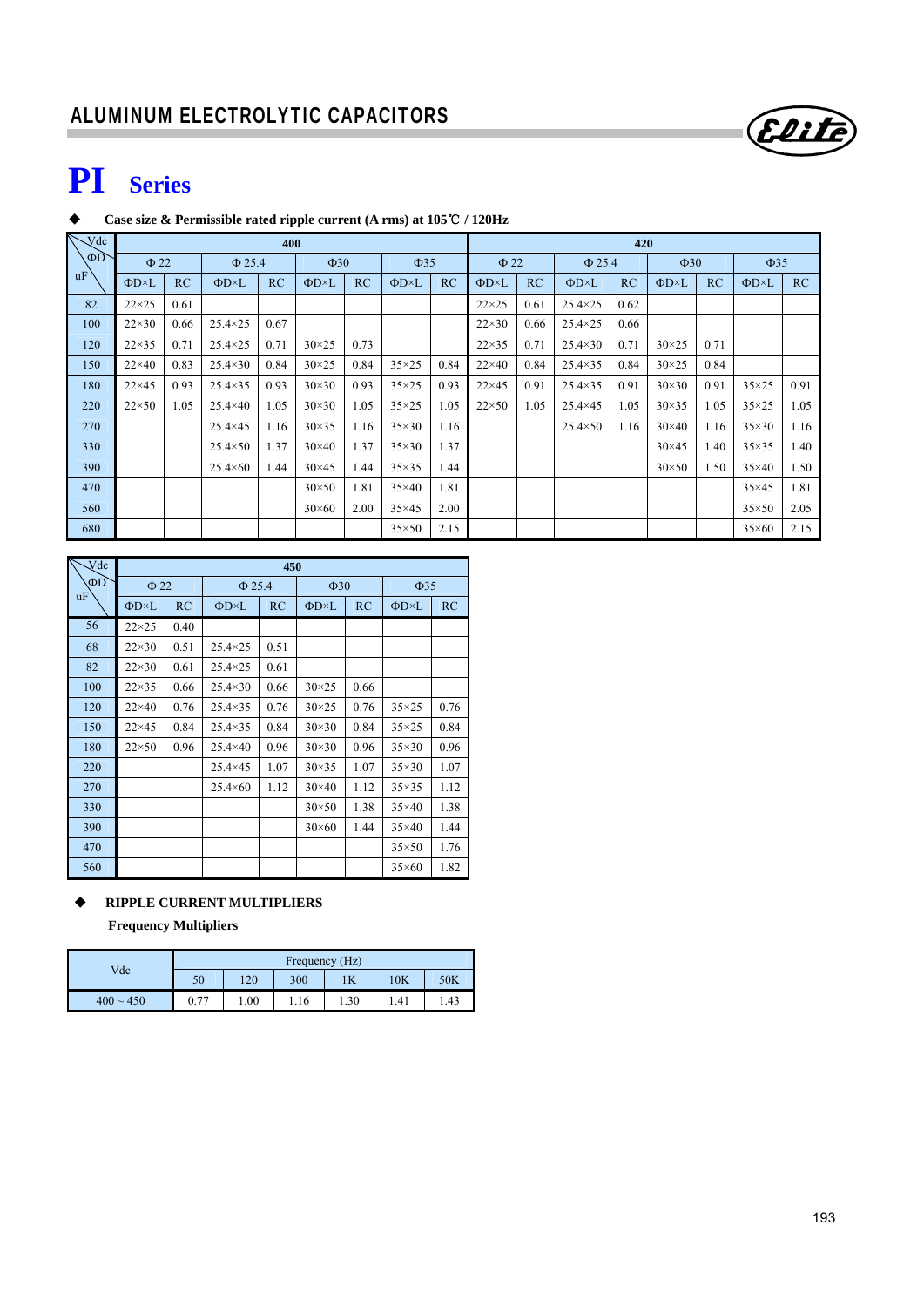## ALUMINUM ELECTROLYTIC CAPACITORS

# PI Series

◆ **Case size & Permissible rated ripple current (A rms) at 105℃ / 120Hz**

| Vdc / ΦD / uF | 400 | | | | | | | | 420 | | | | | | | |
|---|---|---|---|---|---|---|---|---|---|---|---|---|---|---|---|---|
| | Φ 22 | | Φ 25.4 | | Φ30 | | Φ35 | | Φ 22 | | Φ 25.4 | | Φ30 | | Φ35 | |
| | ΦD×L | RC | ΦD×L | RC | ΦD×L | RC | ΦD×L | RC | ΦD×L | RC | ΦD×L | RC | ΦD×L | RC | ΦD×L | RC |
| 82 | 22×25 | 0.61 | | | | | | | 22×25 | 0.61 | 25.4×25 | 0.62 | | | | |
| 100 | 22×30 | 0.66 | 25.4×25 | 0.67 | | | | | 22×30 | 0.66 | 25.4×25 | 0.66 | | | | |
| 120 | 22×35 | 0.71 | 25.4×25 | 0.71 | 30×25 | 0.73 | | | 22×35 | 0.71 | 25.4×30 | 0.71 | 30×25 | 0.71 | | |
| 150 | 22×40 | 0.83 | 25.4×30 | 0.84 | 30×25 | 0.84 | 35×25 | 0.84 | 22×40 | 0.84 | 25.4×35 | 0.84 | 30×25 | 0.84 | | |
| 180 | 22×45 | 0.93 | 25.4×35 | 0.93 | 30×30 | 0.93 | 35×25 | 0.93 | 22×45 | 0.91 | 25.4×35 | 0.91 | 30×30 | 0.91 | 35×25 | 0.91 |
| 220 | 22×50 | 1.05 | 25.4×40 | 1.05 | 30×30 | 1.05 | 35×25 | 1.05 | 22×50 | 1.05 | 25.4×45 | 1.05 | 30×35 | 1.05 | 35×25 | 1.05 |
| 270 | | | 25.4×45 | 1.16 | 30×35 | 1.16 | 35×30 | 1.16 | | | 25.4×50 | 1.16 | 30×40 | 1.16 | 35×30 | 1.16 |
| 330 | | | 25.4×50 | 1.37 | 30×40 | 1.37 | 35×30 | 1.37 | | | | | 30×45 | 1.40 | 35×35 | 1.40 |
| 390 | | | 25.4×60 | 1.44 | 30×45 | 1.44 | 35×35 | 1.44 | | | | | 30×50 | 1.50 | 35×40 | 1.50 |
| 470 | | | | | 30×50 | 1.81 | 35×40 | 1.81 | | | | | | | 35×45 | 1.81 |
| 560 | | | | | 30×60 | 2.00 | 35×45 | 2.00 | | | | | | | 35×50 | 2.05 |
| 680 | | | | | | | 35×50 | 2.15 | | | | | | | 35×60 | 2.15 |

| Vdc / ΦD / uF | 450 | | | | | | | |
|---|---|---|---|---|---|---|---|---|
| | Φ 22 | | Φ 25.4 | | Φ30 | | Φ35 | |
| | ΦD×L | RC | ΦD×L | RC | ΦD×L | RC | ΦD×L | RC |
| 56 | 22×25 | 0.40 | | | | | | |
| 68 | 22×30 | 0.51 | 25.4×25 | 0.51 | | | | |
| 82 | 22×30 | 0.61 | 25.4×25 | 0.61 | | | | |
| 100 | 22×35 | 0.66 | 25.4×30 | 0.66 | 30×25 | 0.66 | | |
| 120 | 22×40 | 0.76 | 25.4×35 | 0.76 | 30×25 | 0.76 | 35×25 | 0.76 |
| 150 | 22×45 | 0.84 | 25.4×35 | 0.84 | 30×30 | 0.84 | 35×25 | 0.84 |
| 180 | 22×50 | 0.96 | 25.4×40 | 0.96 | 30×30 | 0.96 | 35×30 | 0.96 |
| 220 | | | 25.4×45 | 1.07 | 30×35 | 1.07 | 35×30 | 1.07 |
| 270 | | | 25.4×60 | 1.12 | 30×40 | 1.12 | 35×35 | 1.12 |
| 330 | | | | | 30×50 | 1.38 | 35×40 | 1.38 |
| 390 | | | | | 30×60 | 1.44 | 35×40 | 1.44 |
| 470 | | | | | | | 35×50 | 1.76 |
| 560 | | | | | | | 35×60 | 1.82 |

◆ **RIPPLE CURRENT MULTIPLIERS**

**Frequency Multipliers**

| Vdc | Frequency (Hz) | | | | | |
|---|---|---|---|---|---|---|
| | 50 | 120 | 300 | 1K | 10K | 50K |
| 400 ~ 450 | 0.77 | 1.00 | 1.16 | 1.30 | 1.41 | 1.43 |